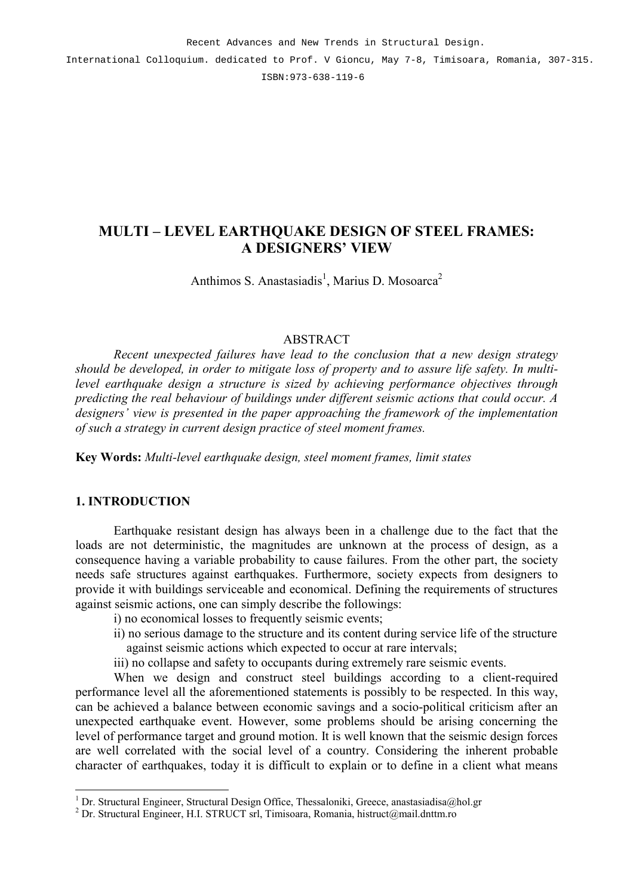Recent Advances and New Trends in Structural Design.

International Colloquium. dedicated to Prof. V Gioncu, May 7-8, Timisoara, Romania, 307-315.

ISBN:973-638-119-6

# MULTI – LEVEL EARTHQUAKE DESIGN OF STEEL FRAMES: A DESIGNERS' VIEW

Anthimos S. Anastasiadis[1], Marius D. Mosoarca[2]

## ABSTRACT

*Recent unexpected failures have lead to the conclusion that a new design strategy should be developed, in order to mitigate loss of property and to assure life safety. In multi-level earthquake design a structure is sized by achieving performance objectives through predicting the real behaviour of buildings under different seismic actions that could occur. A designers' view is presented in the paper approaching the framework of the implementation of such a strategy in current design practice of steel moment frames.*

**Key Words:** *Multi-level earthquake design, steel moment frames, limit states*

## 1. INTRODUCTION

Earthquake resistant design has always been in a challenge due to the fact that the loads are not deterministic, the magnitudes are unknown at the process of design, as a consequence having a variable probability to cause failures. From the other part, the society needs safe structures against earthquakes. Furthermore, society expects from designers to provide it with buildings serviceable and economical. Defining the requirements of structures against seismic actions, one can simply describe the followings:

i) no economical losses to frequently seismic events;

ii) no serious damage to the structure and its content during service life of the structure against seismic actions which expected to occur at rare intervals;

iii) no collapse and safety to occupants during extremely rare seismic events.

When we design and construct steel buildings according to a client-required performance level all the aforementioned statements is possibly to be respected. In this way, can be achieved a balance between economic savings and a socio-political criticism after an unexpected earthquake event. However, some problems should be arising concerning the level of performance target and ground motion. It is well known that the seismic design forces are well correlated with the social level of a country. Considering the inherent probable character of earthquakes, today it is difficult to explain or to define in a client what means

---

[1] Dr. Structural Engineer, Structural Design Office, Thessaloniki, Greece, anastasiadisa@hol.gr

[2] Dr. Structural Engineer, H.I. STRUCT srl, Timisoara, Romania, histruct@mail.dnttm.ro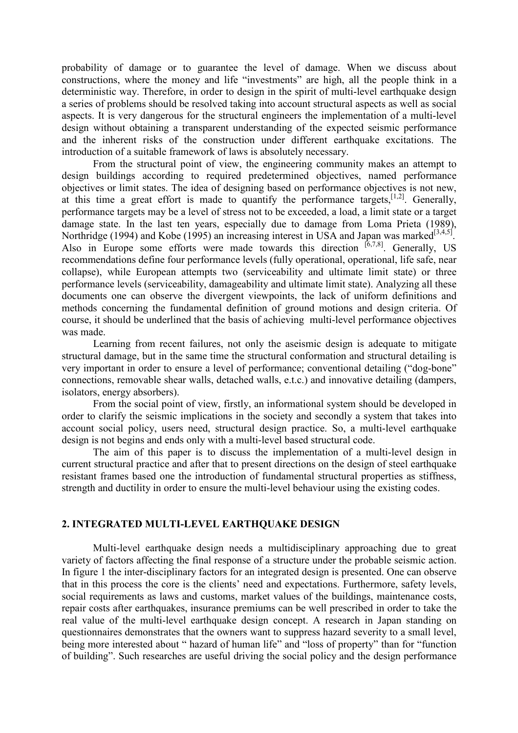probability of damage or to guarantee the level of damage. When we discuss about constructions, where the money and life "investments" are high, all the people think in a deterministic way. Therefore, in order to design in the spirit of multi-level earthquake design a series of problems should be resolved taking into account structural aspects as well as social aspects. It is very dangerous for the structural engineers the implementation of a multi-level design without obtaining a transparent understanding of the expected seismic performance and the inherent risks of the construction under different earthquake excitations. The introduction of a suitable framework of laws is absolutely necessary.

From the structural point of view, the engineering community makes an attempt to design buildings according to required predetermined objectives, named performance objectives or limit states. The idea of designing based on performance objectives is not new, at this time a great effort is made to quantify the performance targets,[1,2]. Generally, performance targets may be a level of stress not to be exceeded, a load, a limit state or a target damage state. In the last ten years, especially due to damage from Loma Prieta (1989), Northridge (1994) and Kobe (1995) an increasing interest in USA and Japan was marked[3,4,5]. Also in Europe some efforts were made towards this direction [6,7,8]. Generally, US recommendations define four performance levels (fully operational, operational, life safe, near collapse), while European attempts two (serviceability and ultimate limit state) or three performance levels (serviceability, damageability and ultimate limit state). Analyzing all these documents one can observe the divergent viewpoints, the lack of uniform definitions and methods concerning the fundamental definition of ground motions and design criteria. Of course, it should be underlined that the basis of achieving multi-level performance objectives was made.

Learning from recent failures, not only the aseismic design is adequate to mitigate structural damage, but in the same time the structural conformation and structural detailing is very important in order to ensure a level of performance; conventional detailing ("dog-bone" connections, removable shear walls, detached walls, e.t.c.) and innovative detailing (dampers, isolators, energy absorbers).

From the social point of view, firstly, an informational system should be developed in order to clarify the seismic implications in the society and secondly a system that takes into account social policy, users need, structural design practice. So, a multi-level earthquake design is not begins and ends only with a multi-level based structural code.

The aim of this paper is to discuss the implementation of a multi-level design in current structural practice and after that to present directions on the design of steel earthquake resistant frames based one the introduction of fundamental structural properties as stiffness, strength and ductility in order to ensure the multi-level behaviour using the existing codes.

## 2. INTEGRATED MULTI-LEVEL EARTHQUAKE DESIGN

Multi-level earthquake design needs a multidisciplinary approaching due to great variety of factors affecting the final response of a structure under the probable seismic action. In figure 1 the inter-disciplinary factors for an integrated design is presented. One can observe that in this process the core is the clients' need and expectations. Furthermore, safety levels, social requirements as laws and customs, market values of the buildings, maintenance costs, repair costs after earthquakes, insurance premiums can be well prescribed in order to take the real value of the multi-level earthquake design concept. A research in Japan standing on questionnaires demonstrates that the owners want to suppress hazard severity to a small level, being more interested about " hazard of human life" and "loss of property" than for "function of building". Such researches are useful driving the social policy and the design performance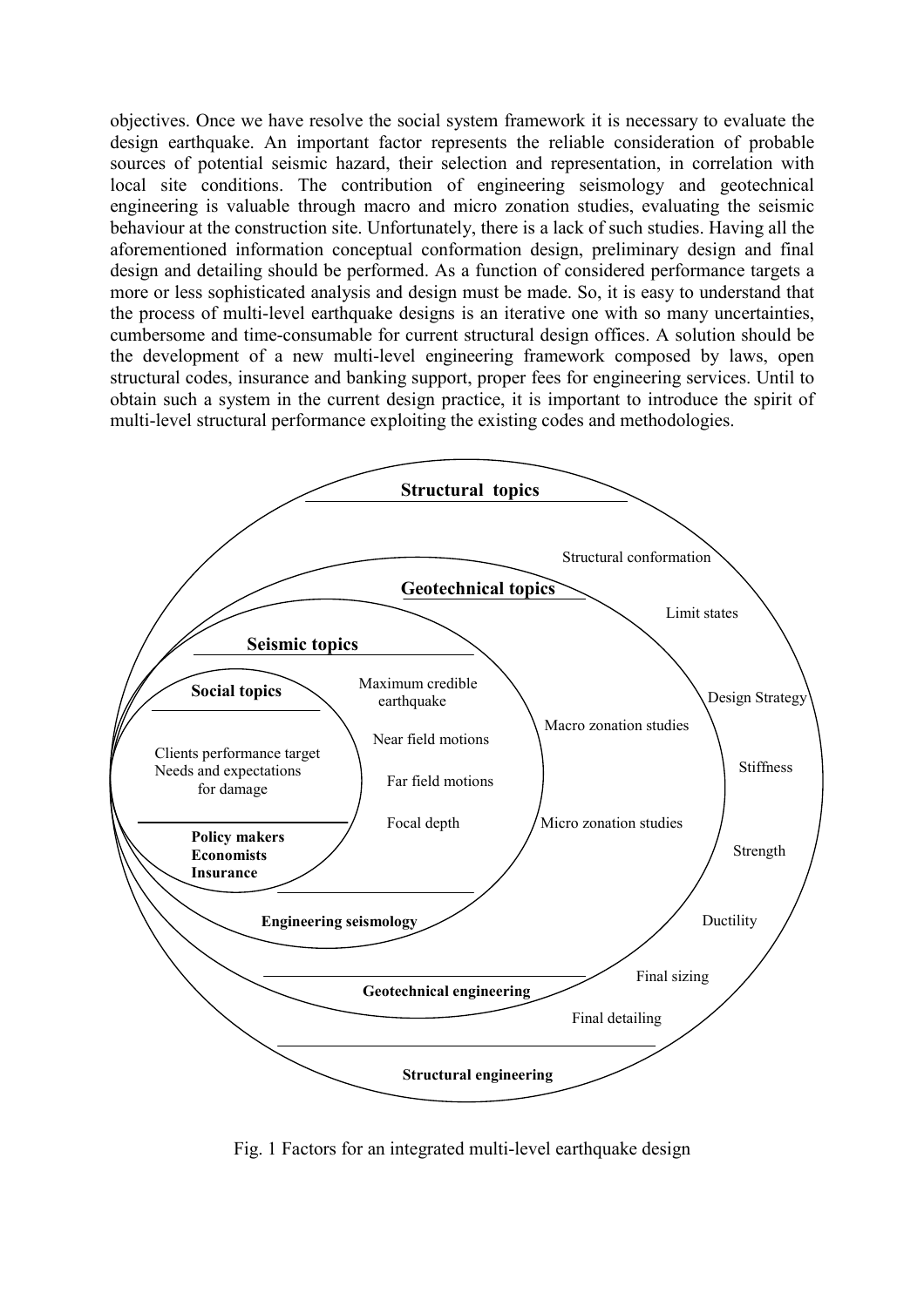objectives. Once we have resolve the social system framework it is necessary to evaluate the design earthquake. An important factor represents the reliable consideration of probable sources of potential seismic hazard, their selection and representation, in correlation with local site conditions. The contribution of engineering seismology and geotechnical engineering is valuable through macro and micro zonation studies, evaluating the seismic behaviour at the construction site. Unfortunately, there is a lack of such studies. Having all the aforementioned information conceptual conformation design, preliminary design and final design and detailing should be performed. As a function of considered performance targets a more or less sophisticated analysis and design must be made. So, it is easy to understand that the process of multi-level earthquake designs is an iterative one with so many uncertainties, cumbersome and time-consumable for current structural design offices. A solution should be the development of a new multi-level engineering framework composed by laws, open structural codes, insurance and banking support, proper fees for engineering services. Until to obtain such a system in the current design practice, it is important to introduce the spirit of multi-level structural performance exploiting the existing codes and methodologies.

Fig. 1 Factors for an integrated multi-level earthquake design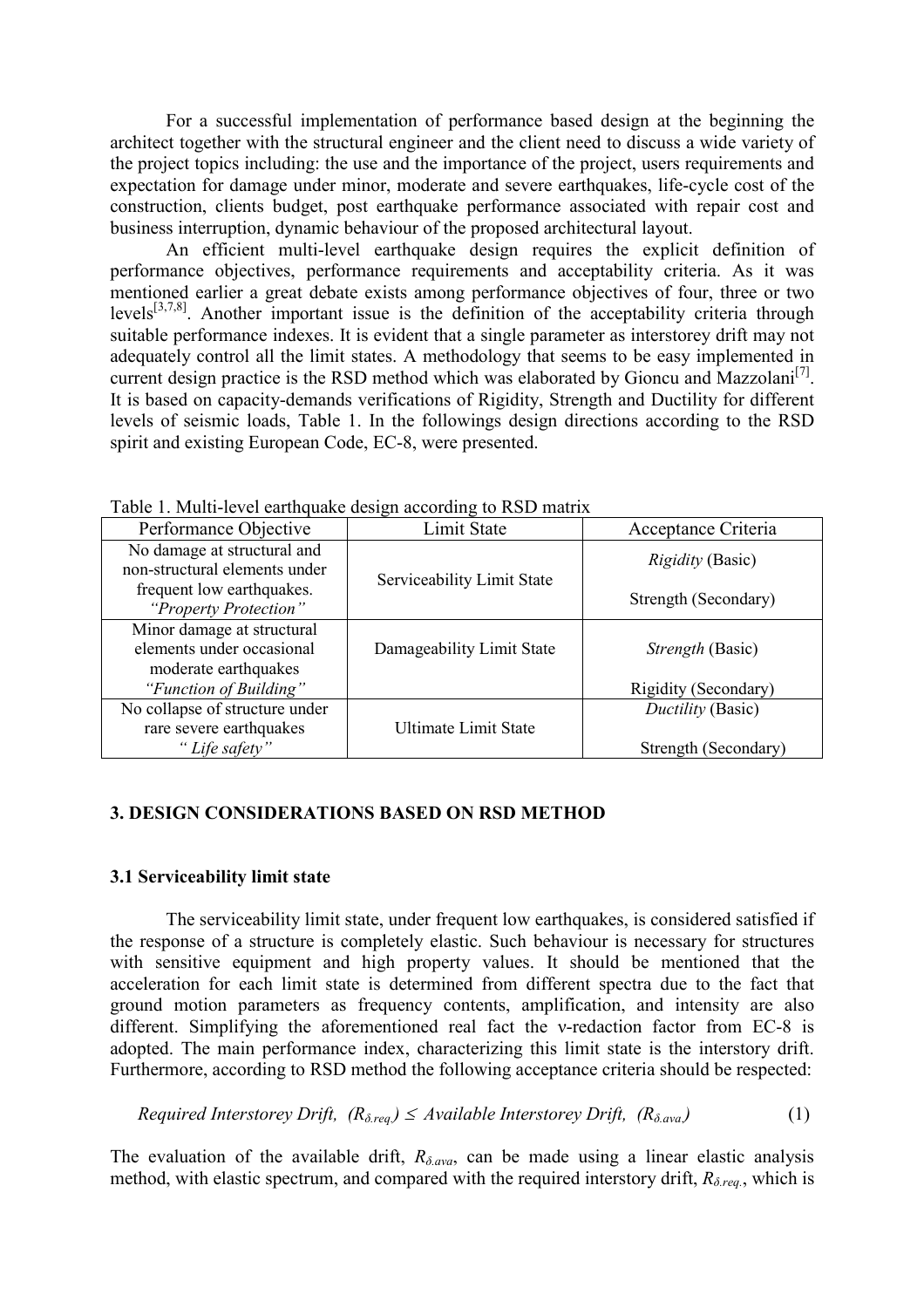For a successful implementation of performance based design at the beginning the architect together with the structural engineer and the client need to discuss a wide variety of the project topics including: the use and the importance of the project, users requirements and expectation for damage under minor, moderate and severe earthquakes, life-cycle cost of the construction, clients budget, post earthquake performance associated with repair cost and business interruption, dynamic behaviour of the proposed architectural layout.

An efficient multi-level earthquake design requires the explicit definition of performance objectives, performance requirements and acceptability criteria. As it was mentioned earlier a great debate exists among performance objectives of four, three or two levels[3,7,8]. Another important issue is the definition of the acceptability criteria through suitable performance indexes. It is evident that a single parameter as interstorey drift may not adequately control all the limit states. A methodology that seems to be easy implemented in current design practice is the RSD method which was elaborated by Gioncu and Mazzolani[7]. It is based on capacity-demands verifications of Rigidity, Strength and Ductility for different levels of seismic loads, Table 1. In the followings design directions according to the RSD spirit and existing European Code, EC-8, were presented.

Table 1. Multi-level earthquake design according to RSD matrix

| Performance Objective | Limit State | Acceptance Criteria |
|---|---|---|
| No damage at structural and non-structural elements under frequent low earthquakes. *"Property Protection"* | Serviceability Limit State | *Rigidity* (Basic)<br>Strength (Secondary) |
| Minor damage at structural elements under occasional moderate earthquakes *"Function of Building"* | Damageability Limit State | *Strength* (Basic)<br>Rigidity (Secondary) |
| No collapse of structure under rare severe earthquakes *" Life safety"* | Ultimate Limit State | *Ductility* (Basic)<br>Strength (Secondary) |

## 3. DESIGN CONSIDERATIONS BASED ON RSD METHOD

### 3.1 Serviceability limit state

The serviceability limit state, under frequent low earthquakes, is considered satisfied if the response of a structure is completely elastic. Such behaviour is necessary for structures with sensitive equipment and high property values. It should be mentioned that the acceleration for each limit state is determined from different spectra due to the fact that ground motion parameters as frequency contents, amplification, and intensity are also different. Simplifying the aforementioned real fact the ν-redaction factor from EC-8 is adopted. The main performance index, characterizing this limit state is the interstory drift. Furthermore, according to RSD method the following acceptance criteria should be respected:

$$\textit{Required Interstorey Drift, } (R_{\delta.req.}) \leq \textit{Available Interstorey Drift, } (R_{\delta.ava.}) \qquad (1)$$

The evaluation of the available drift, $R_{\delta.ava}$, can be made using a linear elastic analysis method, with elastic spectrum, and compared with the required interstory drift, $R_{\delta.req.}$, which is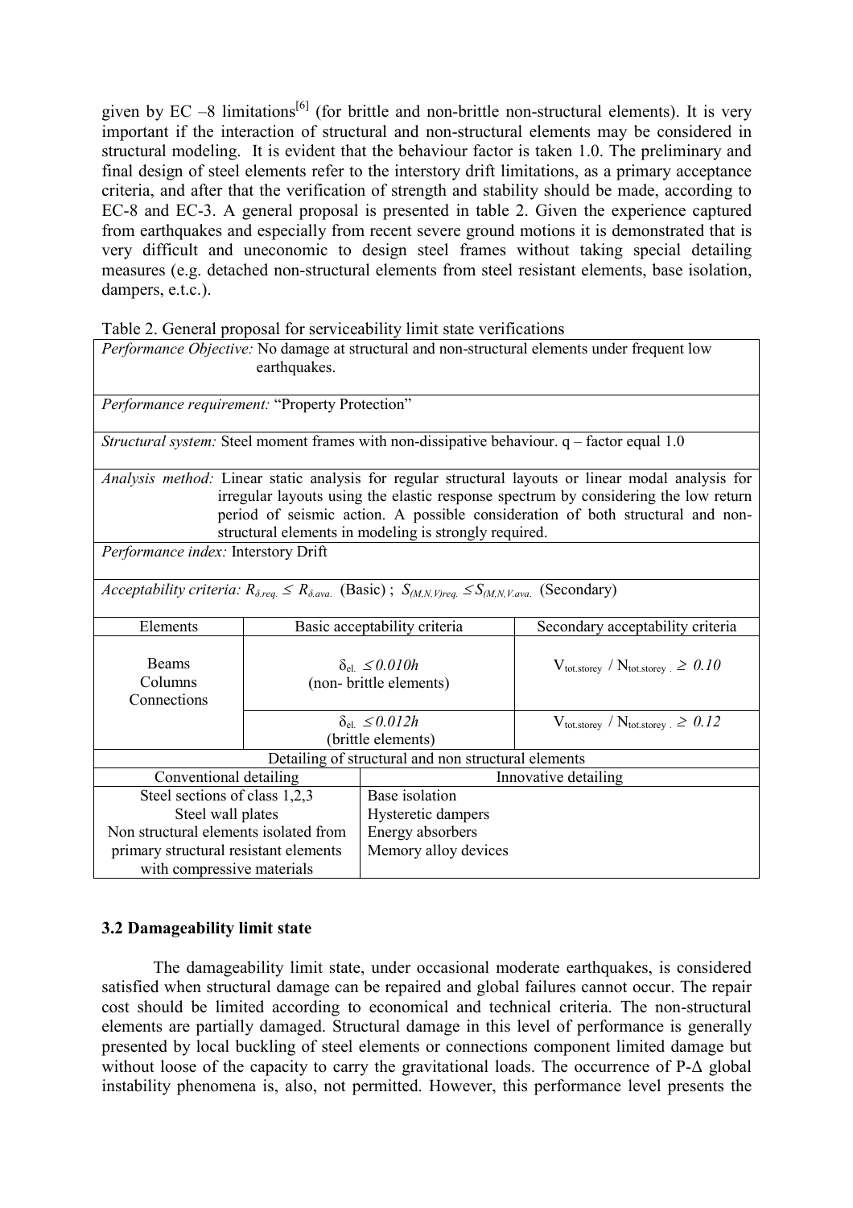given by EC –8 limitations[6] (for brittle and non-brittle non-structural elements). It is very important if the interaction of structural and non-structural elements may be considered in structural modeling. It is evident that the behaviour factor is taken 1.0. The preliminary and final design of steel elements refer to the interstory drift limitations, as a primary acceptance criteria, and after that the verification of strength and stability should be made, according to EC-8 and EC-3. A general proposal is presented in table 2. Given the experience captured from earthquakes and especially from recent severe ground motions it is demonstrated that is very difficult and uneconomic to design steel frames without taking special detailing measures (e.g. detached non-structural elements from steel resistant elements, base isolation, dampers, e.t.c.).

Table 2. General proposal for serviceability limit state verifications

| *Performance Objective:* No damage at structural and non-structural elements under frequent low earthquakes. | | |
|---|---|---|
| *Performance requirement:* “Property Protection” | | |
| *Structural system:* Steel moment frames with non-dissipative behaviour. q – factor equal 1.0 | | |
| *Analysis method:* Linear static analysis for regular structural layouts or linear modal analysis for irregular layouts using the elastic response spectrum by considering the low return period of seismic action. A possible consideration of both structural and non-structural elements in modeling is strongly required. | | |
| *Performance index:* Interstory Drift | | |
| *Acceptability criteria:* $R_{\delta.req.} \leq R_{\delta.ava.}$ (Basic) ; $S_{(M,N,V)req.} \leq S_{(M,N,V.ava.}$ (Secondary) | | |
| Elements | Basic acceptability criteria | Secondary acceptability criteria |
| Beams Columns Connections | $\delta_{el.} \leq 0.010h$ (non- brittle elements) | $V_{tot.storey} / N_{tot.storey} \geq 0.10$ |
| | $\delta_{el.} \leq 0.012h$ (brittle elements) | $V_{tot.storey} / N_{tot.storey} \geq 0.12$ |
| Detailing of structural and non structural elements | | |
| Conventional detailing | Innovative detailing | |
| Steel sections of class 1,2,3<br>Steel wall plates<br>Non structural elements isolated from primary structural resistant elements with compressive materials | Base isolation<br>Hysteretic dampers<br>Energy absorbers<br>Memory alloy devices | |

### 3.2 Damageability limit state

The damageability limit state, under occasional moderate earthquakes, is considered satisfied when structural damage can be repaired and global failures cannot occur. The repair cost should be limited according to economical and technical criteria. The non-structural elements are partially damaged. Structural damage in this level of performance is generally presented by local buckling of steel elements or connections component limited damage but without loose of the capacity to carry the gravitational loads. The occurrence of P-$\Delta$ global instability phenomena is, also, not permitted. However, this performance level presents the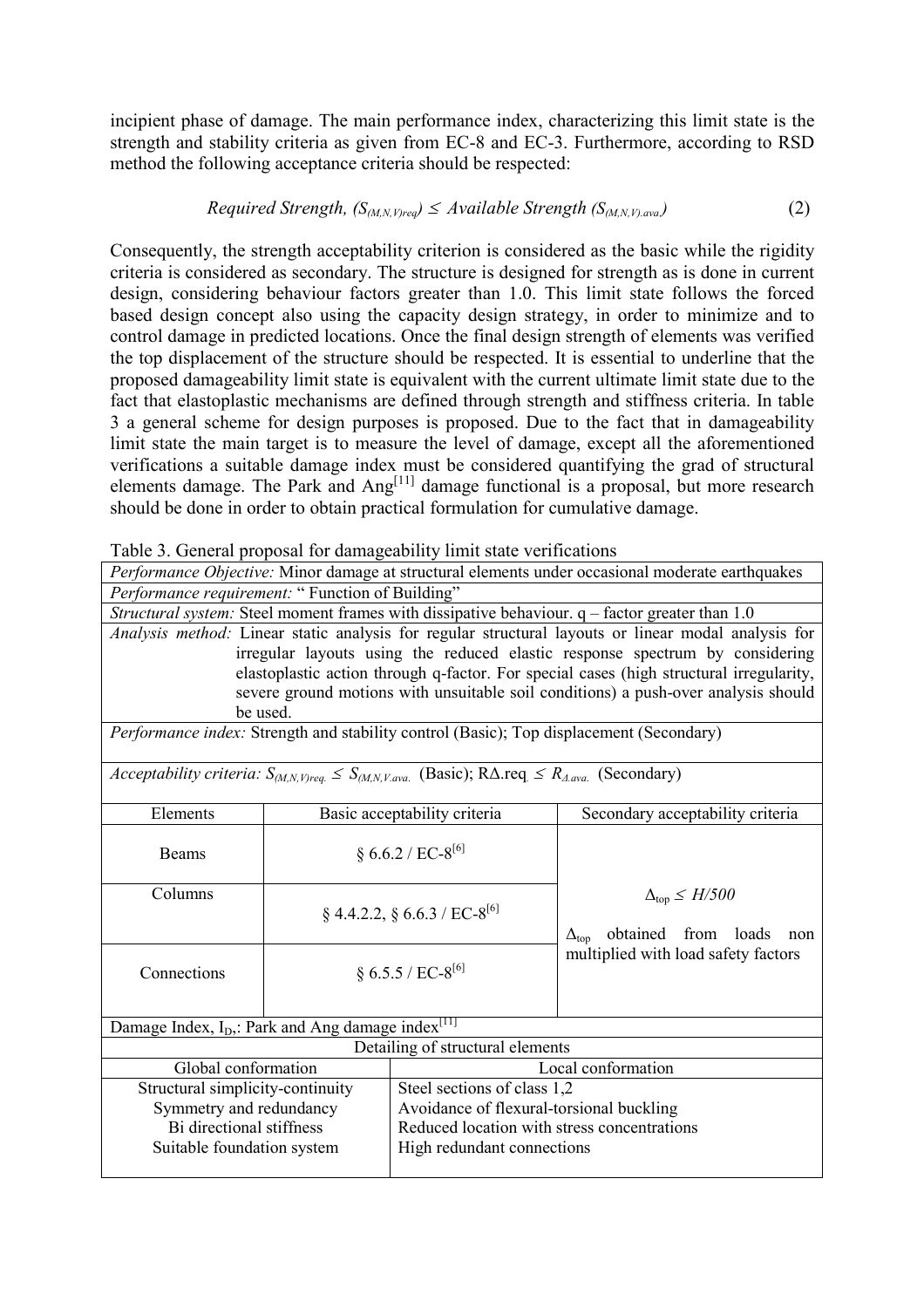incipient phase of damage. The main performance index, characterizing this limit state is the strength and stability criteria as given from EC-8 and EC-3. Furthermore, according to RSD method the following acceptance criteria should be respected:

$$\textit{Required Strength, } (S_{(M,N,V)req}) \leq \textit{Available Strength } (S_{(M,N,V).ava.}) \tag{2}$$

Consequently, the strength acceptability criterion is considered as the basic while the rigidity criteria is considered as secondary. The structure is designed for strength as is done in current design, considering behaviour factors greater than 1.0. This limit state follows the forced based design concept also using the capacity design strategy, in order to minimize and to control damage in predicted locations. Once the final design strength of elements was verified the top displacement of the structure should be respected. It is essential to underline that the proposed damageability limit state is equivalent with the current ultimate limit state due to the fact that elastoplastic mechanisms are defined through strength and stiffness criteria. In table 3 a general scheme for design purposes is proposed. Due to the fact that in damageability limit state the main target is to measure the level of damage, except all the aforementioned verifications a suitable damage index must be considered quantifying the grad of structural elements damage. The Park and Ang[11] damage functional is a proposal, but more research should be done in order to obtain practical formulation for cumulative damage.

Table 3. General proposal for damageability limit state verifications

| *Performance Objective:* Minor damage at structural elements under occasional moderate earthquakes | | |
|---|---|---|
| *Performance requirement:* " Function of Building" | | |
| *Structural system:* Steel moment frames with dissipative behaviour. q – factor greater than 1.0 | | |
| *Analysis method:* Linear static analysis for regular structural layouts or linear modal analysis for irregular layouts using the reduced elastic response spectrum by considering elastoplastic action through q-factor. For special cases (high structural irregularity, severe ground motions with unsuitable soil conditions) a push-over analysis should be used. | | |
| *Performance index:* Strength and stability control (Basic); Top displacement (Secondary) | | |
| *Acceptability criteria:* $S_{(M,N,V)req.} \leq S_{(M,N,V.ava.}$ (Basic); $R\Delta.req \leq R_{\Delta.ava.}$ (Secondary) | | |
| Elements | Basic acceptability criteria | Secondary acceptability criteria |
| Beams | § 6.6.2 / EC-8[6] | $\Delta_{top} \leq H/500$ <br> $\Delta_{top}$ obtained from loads non multiplied with load safety factors |
| Columns | § 4.4.2.2, § 6.6.3 / EC-8[6] | |
| Connections | § 6.5.5 / EC-8[6] | |
| Damage Index, $I_D$,: Park and Ang damage index[11] | | |
| Detailing of structural elements | | |
| Global conformation | Local conformation | |
| Structural simplicity-continuity <br> Symmetry and redundancy <br> Bi directional stiffness <br> Suitable foundation system | Steel sections of class 1,2 <br> Avoidance of flexural-torsional buckling <br> Reduced location with stress concentrations <br> High redundant connections | |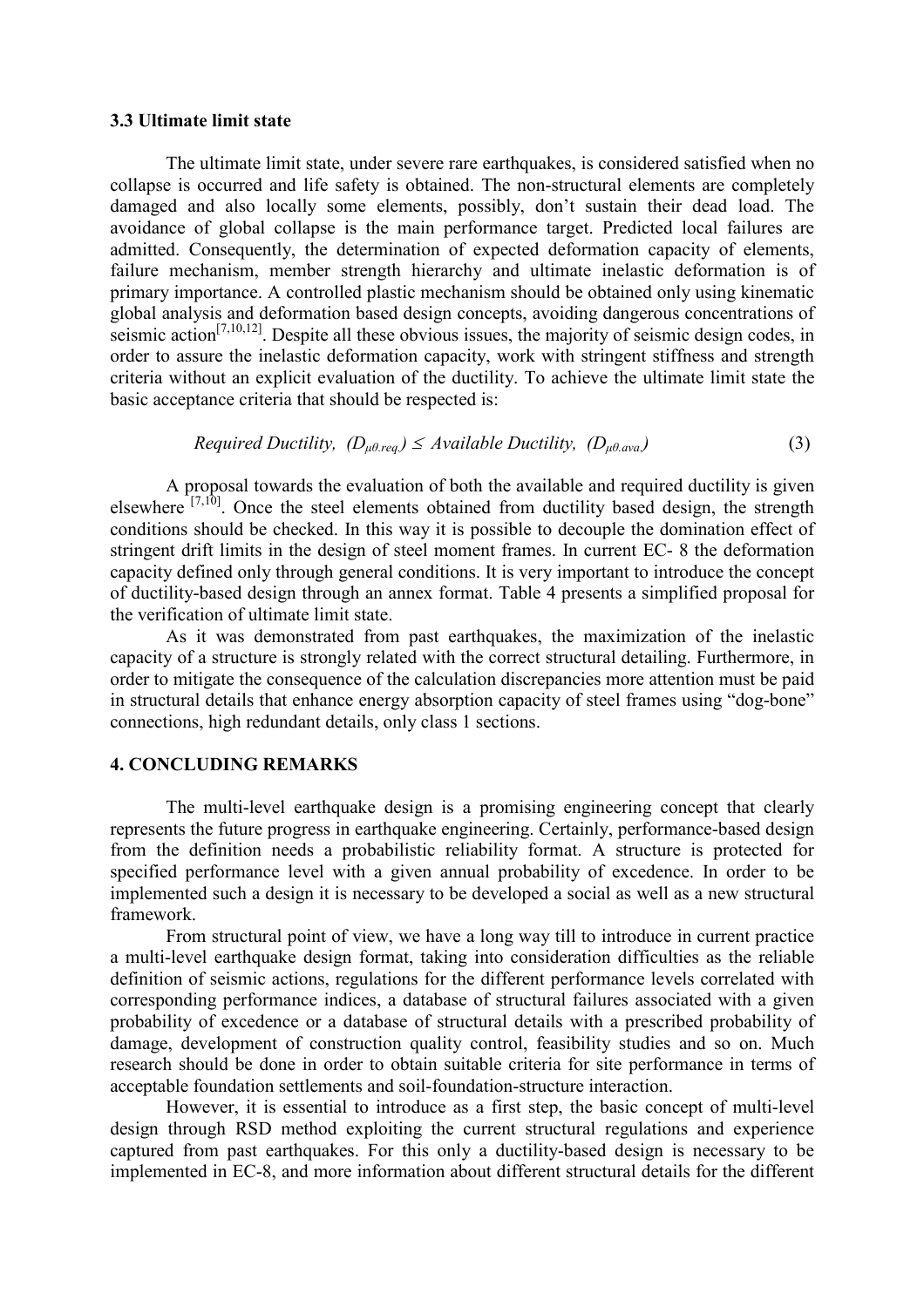### 3.3 Ultimate limit state

The ultimate limit state, under severe rare earthquakes, is considered satisfied when no collapse is occurred and life safety is obtained. The non-structural elements are completely damaged and also locally some elements, possibly, don't sustain their dead load. The avoidance of global collapse is the main performance target. Predicted local failures are admitted. Consequently, the determination of expected deformation capacity of elements, failure mechanism, member strength hierarchy and ultimate inelastic deformation is of primary importance. A controlled plastic mechanism should be obtained only using kinematic global analysis and deformation based design concepts, avoiding dangerous concentrations of seismic action[7,10,12]. Despite all these obvious issues, the majority of seismic design codes, in order to assure the inelastic deformation capacity, work with stringent stiffness and strength criteria without an explicit evaluation of the ductility. To achieve the ultimate limit state the basic acceptance criteria that should be respected is:

$$\textit{Required Ductility, } (D_{\mu\theta.req.}) \leq \textit{Available Ductility, } (D_{\mu\theta.ava.}) \qquad (3)$$

A proposal towards the evaluation of both the available and required ductility is given elsewhere [7,10]. Once the steel elements obtained from ductility based design, the strength conditions should be checked. In this way it is possible to decouple the domination effect of stringent drift limits in the design of steel moment frames. In current EC- 8 the deformation capacity defined only through general conditions. It is very important to introduce the concept of ductility-based design through an annex format. Table 4 presents a simplified proposal for the verification of ultimate limit state.

As it was demonstrated from past earthquakes, the maximization of the inelastic capacity of a structure is strongly related with the correct structural detailing. Furthermore, in order to mitigate the consequence of the calculation discrepancies more attention must be paid in structural details that enhance energy absorption capacity of steel frames using "dog-bone" connections, high redundant details, only class 1 sections.

## 4. CONCLUDING REMARKS

The multi-level earthquake design is a promising engineering concept that clearly represents the future progress in earthquake engineering. Certainly, performance-based design from the definition needs a probabilistic reliability format. A structure is protected for specified performance level with a given annual probability of excedence. In order to be implemented such a design it is necessary to be developed a social as well as a new structural framework.

From structural point of view, we have a long way till to introduce in current practice a multi-level earthquake design format, taking into consideration difficulties as the reliable definition of seismic actions, regulations for the different performance levels correlated with corresponding performance indices, a database of structural failures associated with a given probability of excedence or a database of structural details with a prescribed probability of damage, development of construction quality control, feasibility studies and so on. Much research should be done in order to obtain suitable criteria for site performance in terms of acceptable foundation settlements and soil-foundation-structure interaction.

However, it is essential to introduce as a first step, the basic concept of multi-level design through RSD method exploiting the current structural regulations and experience captured from past earthquakes. For this only a ductility-based design is necessary to be implemented in EC-8, and more information about different structural details for the different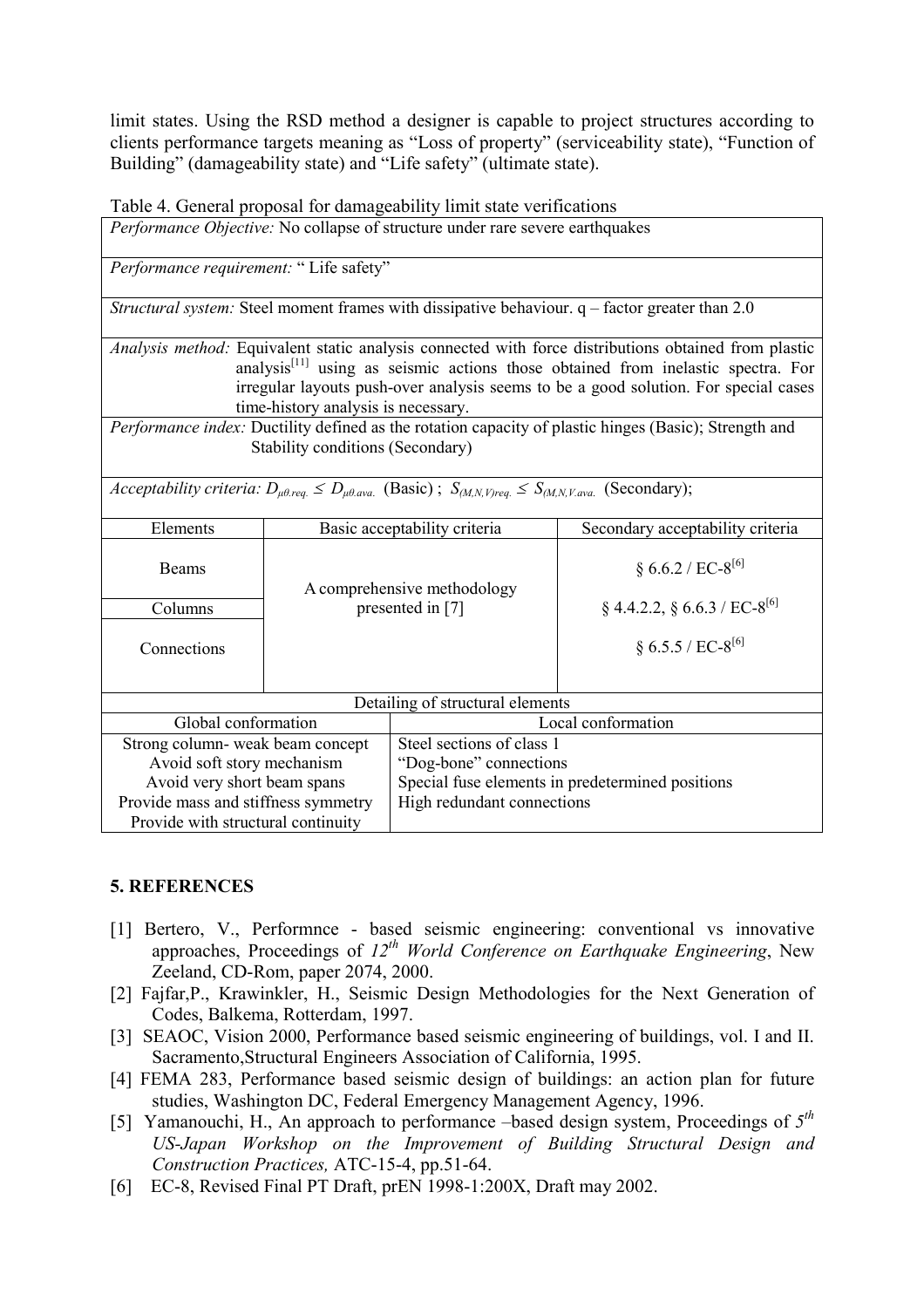limit states. Using the RSD method a designer is capable to project structures according to clients performance targets meaning as "Loss of property" (serviceability state), "Function of Building" (damageability state) and "Life safety" (ultimate state).

Table 4. General proposal for damageability limit state verifications

| | | |
|---|---|---|
| *Performance Objective:* No collapse of structure under rare severe earthquakes | | |
| *Performance requirement:* " Life safety" | | |
| *Structural system:* Steel moment frames with dissipative behaviour. q – factor greater than 2.0 | | |
| *Analysis method:* Equivalent static analysis connected with force distributions obtained from plastic analysis[11] using as seismic actions those obtained from inelastic spectra. For irregular layouts push-over analysis seems to be a good solution. For special cases time-history analysis is necessary. | | |
| *Performance index:* Ductility defined as the rotation capacity of plastic hinges (Basic); Strength and Stability conditions (Secondary) | | |
| *Acceptability criteria:* $D_{\mu\theta.req.} \leq D_{\mu\theta.ava.}$ (Basic) ; $S_{(M,N,V)req.} \leq S_{(M,N,V.ava.}$ (Secondary); | | |
| Elements | Basic acceptability criteria | Secondary acceptability criteria |
| Beams | A comprehensive methodology presented in [7] | § 6.6.2 / EC-8[6] |
| Columns | | § 4.4.2.2, § 6.6.3 / EC-8[6] |
| Connections | | § 6.5.5 / EC-8[6] |

| Detailing of structural elements | |
|---|---|
| Global conformation | Local conformation |
| Strong column- weak beam concept | Steel sections of class 1 |
| Avoid soft story mechanism | "Dog-bone" connections |
| Avoid very short beam spans | Special fuse elements in predetermined positions |
| Provide mass and stiffness symmetry | High redundant connections |
| Provide with structural continuity | |

## 5. REFERENCES

[1] Bertero, V., Performnce - based seismic engineering: conventional vs innovative approaches, Proceedings of *12th World Conference on Earthquake Engineering*, New Zeeland, CD-Rom, paper 2074, 2000.

[2] Fajfar,P., Krawinkler, H., Seismic Design Methodologies for the Next Generation of Codes, Balkema, Rotterdam, 1997.

[3] SEAOC, Vision 2000, Performance based seismic engineering of buildings, vol. I and II. Sacramento,Structural Engineers Association of California, 1995.

[4] FEMA 283, Performance based seismic design of buildings: an action plan for future studies, Washington DC, Federal Emergency Management Agency, 1996.

[5] Yamanouchi, H., An approach to performance –based design system, Proceedings of *5th US-Japan Workshop on the Improvement of Building Structural Design and Construction Practices,* ATC-15-4, pp.51-64.

[6] EC-8, Revised Final PT Draft, prEN 1998-1:200X, Draft may 2002.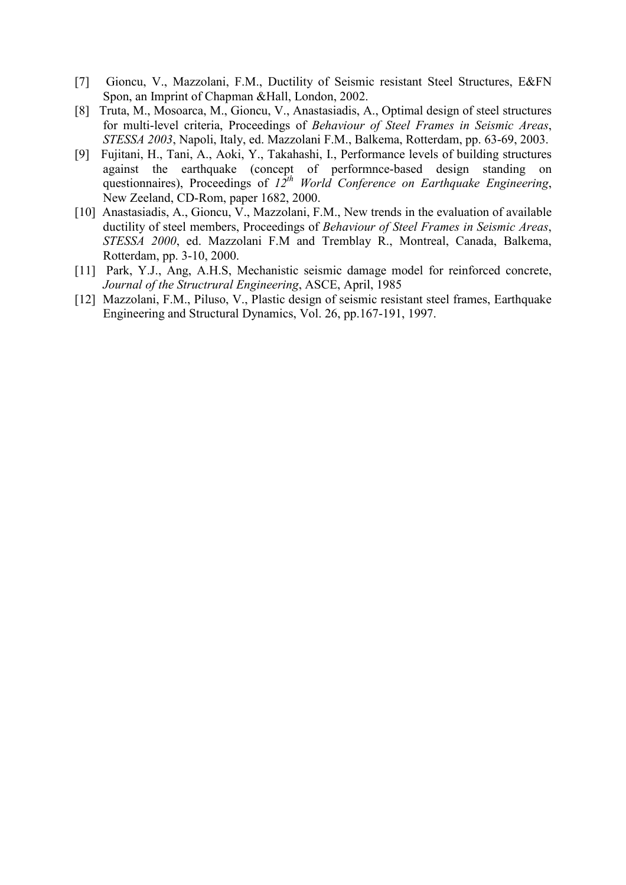[7] Gioncu, V., Mazzolani, F.M., Ductility of Seismic resistant Steel Structures, E&FN Spon, an Imprint of Chapman &Hall, London, 2002.

[8] Truta, M., Mosoarca, M., Gioncu, V., Anastasiadis, A., Optimal design of steel structures for multi-level criteria, Proceedings of *Behaviour of Steel Frames in Seismic Areas*, *STESSA 2003*, Napoli, Italy, ed. Mazzolani F.M., Balkema, Rotterdam, pp. 63-69, 2003.

[9] Fujitani, H., Tani, A., Aoki, Y., Takahashi, I., Performance levels of building structures against the earthquake (concept of performnce-based design standing on questionnaires), Proceedings of *12th World Conference on Earthquake Engineering*, New Zeeland, CD-Rom, paper 1682, 2000.

[10] Anastasiadis, A., Gioncu, V., Mazzolani, F.M., New trends in the evaluation of available ductility of steel members, Proceedings of *Behaviour of Steel Frames in Seismic Areas*, *STESSA 2000*, ed. Mazzolani F.M and Tremblay R., Montreal, Canada, Balkema, Rotterdam, pp. 3-10, 2000.

[11] Park, Y.J., Ang, A.H.S, Mechanistic seismic damage model for reinforced concrete, *Journal of the Structrural Engineering*, ASCE, April, 1985

[12] Mazzolani, F.M., Piluso, V., Plastic design of seismic resistant steel frames, Earthquake Engineering and Structural Dynamics, Vol. 26, pp.167-191, 1997.